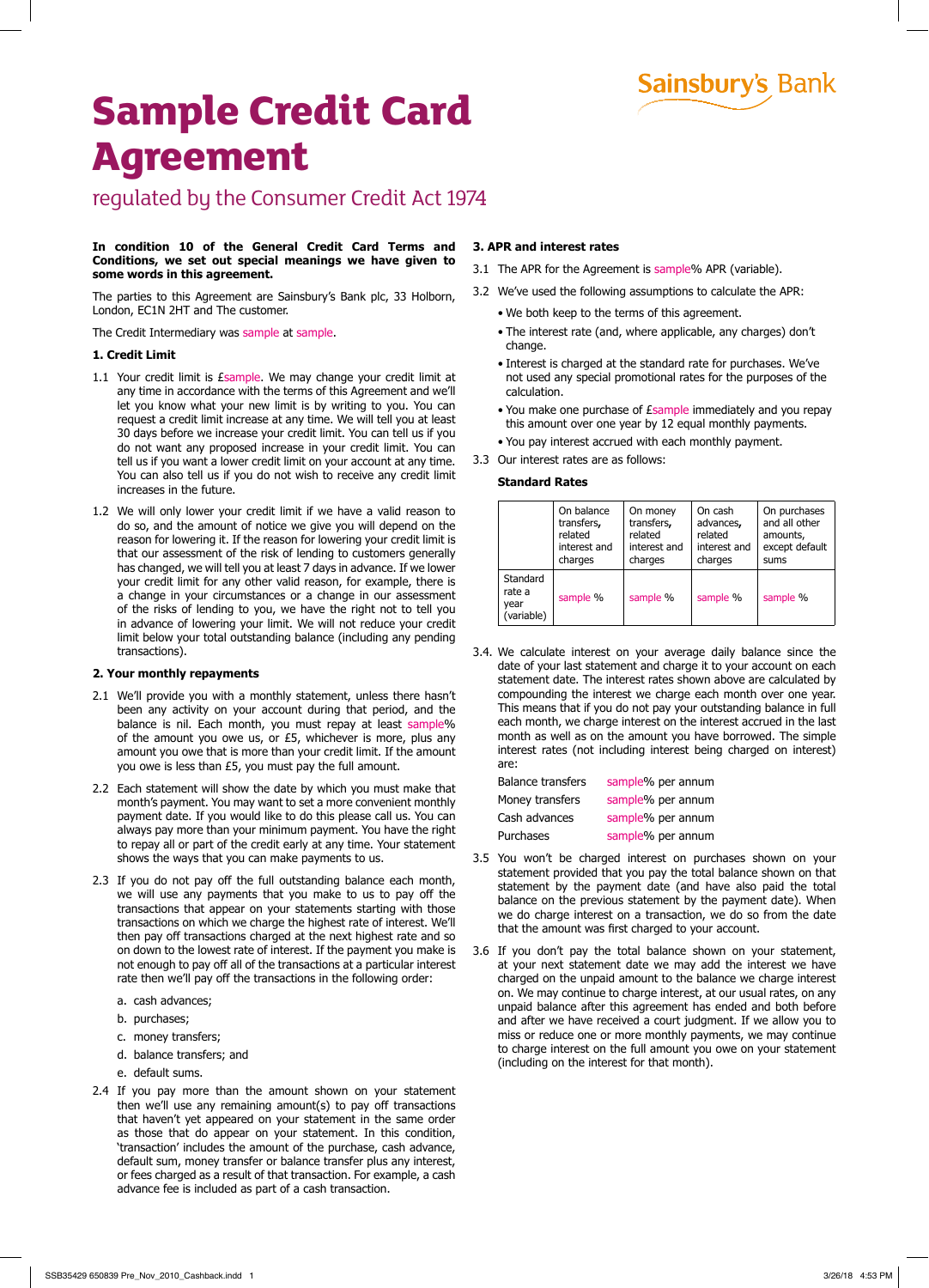Sainsbury's Bank

# Sample Credit Card Agreement

## regulated by the Consumer Credit Act 1974

**In condition 10 of the General Credit Card Terms and Conditions, we set out special meanings we have given to some words in this agreement.**

The parties to this Agreement are Sainsbury's Bank plc, 33 Holborn, London, EC1N 2HT and The customer.

The Credit Intermediary was sample at sample.

### 1. Credit Limit

1.1 Your credit limit is £sample. We may change your credit limit at any time in accordance with the terms of this Agreement and we'll let you know what your new limit is by writing to you. You can request a credit limit increase at any time. We will tell you at least 30 days before we increase your credit limit. You can tell us if you do not want any proposed increase in your credit limit. You can tell us if you want a lower credit limit on your account at any time. You can also tell us if you do not wish to receive any credit limit increases in the future.

1.2 We will only lower your credit limit if we have a valid reason to do so, and the amount of notice we give you will depend on the reason for lowering it. If the reason for lowering your credit limit is that our assessment of the risk of lending to customers generally has changed, we will tell you at least 7 days in advance. If we lower your credit limit for any other valid reason, for example, there is a change in your circumstances or a change in our assessment of the risks of lending to you, we have the right not to tell you in advance of lowering your limit. We will not reduce your credit limit below your total outstanding balance (including any pending transactions).

### 2. Your monthly repayments

2.1 We'll provide you with a monthly statement, unless there hasn't been any activity on your account during that period, and the balance is nil. Each month, you must repay at least sample% of the amount you owe us, or £5, whichever is more, plus any amount you owe that is more than your credit limit. If the amount you owe is less than £5, you must pay the full amount.

2.2 Each statement will show the date by which you must make that month's payment. You may want to set a more convenient monthly payment date. If you would like to do this please call us. You can always pay more than your minimum payment. You have the right to repay all or part of the credit early at any time. Your statement shows the ways that you can make payments to us.

2.3 If you do not pay off the full outstanding balance each month, we will use any payments that you make to us to pay off the transactions that appear on your statements starting with those transactions on which we charge the highest rate of interest. We'll then pay off transactions charged at the next highest rate and so on down to the lowest rate of interest. If the payment you make is not enough to pay off all of the transactions at a particular interest rate then we'll pay off the transactions in the following order:

a. cash advances;

b. purchases;

c. money transfers;

d. balance transfers; and

e. default sums.

2.4 If you pay more than the amount shown on your statement then we'll use any remaining amount(s) to pay off transactions that haven't yet appeared on your statement in the same order as those that do appear on your statement. In this condition, 'transaction' includes the amount of the purchase, cash advance, default sum, money transfer or balance transfer plus any interest, or fees charged as a result of that transaction. For example, a cash advance fee is included as part of a cash transaction.

### 3. APR and interest rates

3.1 The APR for the Agreement is sample% APR (variable).

3.2 We've used the following assumptions to calculate the APR:

- We both keep to the terms of this agreement.
- The interest rate (and, where applicable, any charges) don't change.
- Interest is charged at the standard rate for purchases. We've not used any special promotional rates for the purposes of the calculation.
- You make one purchase of £sample immediately and you repay this amount over one year by 12 equal monthly payments.
- You pay interest accrued with each monthly payment.

3.3 Our interest rates are as follows:

**Standard Rates**

| | On balance transfers, related interest and charges | On money transfers, related interest and charges | On cash advances, related interest and charges | On purchases and all other amounts, except default sums |
|---|---|---|---|---|
| Standard rate a year (variable) | sample % | sample % | sample % | sample % |

3.4. We calculate interest on your average daily balance since the date of your last statement and charge it to your account on each statement date. The interest rates shown above are calculated by compounding the interest we charge each month over one year. This means that if you do not pay your outstanding balance in full each month, we charge interest on the interest accrued in the last month as well as on the amount you have borrowed. The simple interest rates (not including interest being charged on interest) are:

| | |
|---|---|
| Balance transfers | sample% per annum |
| Money transfers | sample% per annum |
| Cash advances | sample% per annum |
| Purchases | sample% per annum |

3.5 You won't be charged interest on purchases shown on your statement provided that you pay the total balance shown on that statement by the payment date (and have also paid the total balance on the previous statement by the payment date). When we do charge interest on a transaction, we do so from the date that the amount was first charged to your account.

3.6 If you don't pay the total balance shown on your statement, at your next statement date we may add the interest we have charged on the unpaid amount to the balance we charge interest on. We may continue to charge interest, at our usual rates, on any unpaid balance after this agreement has ended and both before and after we have received a court judgment. If we allow you to miss or reduce one or more monthly payments, we may continue to charge interest on the full amount you owe on your statement (including on the interest for that month).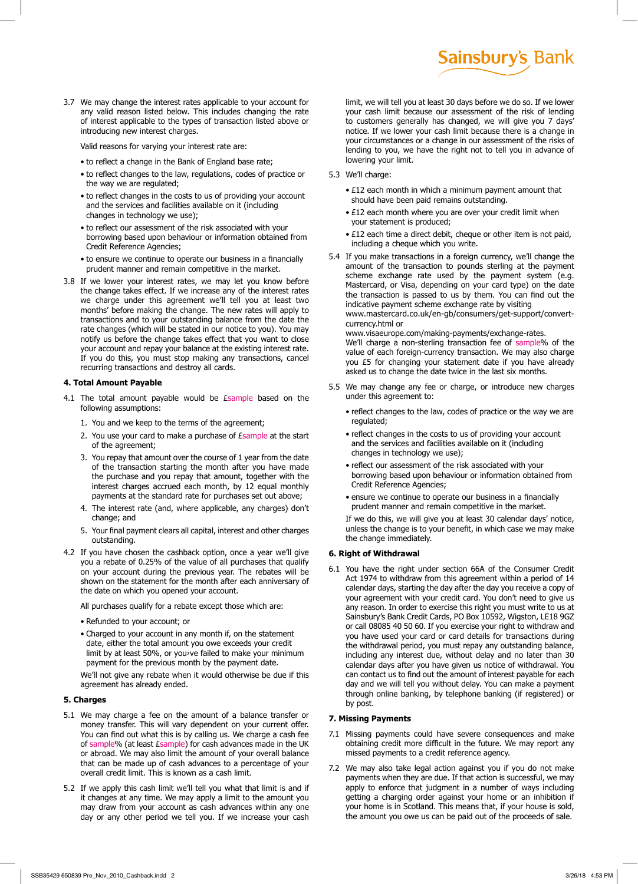3.7 We may change the interest rates applicable to your account for any valid reason listed below. This includes changing the rate of interest applicable to the types of transaction listed above or introducing new interest charges.

Valid reasons for varying your interest rate are:

- to reflect a change in the Bank of England base rate;
- to reflect changes to the law, regulations, codes of practice or the way we are regulated;
- to reflect changes in the costs to us of providing your account and the services and facilities available on it (including changes in technology we use);
- to reflect our assessment of the risk associated with your borrowing based upon behaviour or information obtained from Credit Reference Agencies;
- to ensure we continue to operate our business in a financially prudent manner and remain competitive in the market.

3.8 If we lower your interest rates, we may let you know before the change takes effect. If we increase any of the interest rates we charge under this agreement we'll tell you at least two months' before making the change. The new rates will apply to transactions and to your outstanding balance from the date the rate changes (which will be stated in our notice to you). You may notify us before the change takes effect that you want to close your account and repay your balance at the existing interest rate. If you do this, you must stop making any transactions, cancel recurring transactions and destroy all cards.

#### 4. Total Amount Payable

4.1 The total amount payable would be £sample based on the following assumptions:

1. You and we keep to the terms of the agreement;
2. You use your card to make a purchase of £sample at the start of the agreement;
3. You repay that amount over the course of 1 year from the date of the transaction starting the month after you have made the purchase and you repay that amount, together with the interest charges accrued each month, by 12 equal monthly payments at the standard rate for purchases set out above;
4. The interest rate (and, where applicable, any charges) don't change; and
5. Your final payment clears all capital, interest and other charges outstanding.

4.2 If you have chosen the cashback option, once a year we'll give you a rebate of 0.25% of the value of all purchases that qualify on your account during the previous year. The rebates will be shown on the statement for the month after each anniversary of the date on which you opened your account.

All purchases qualify for a rebate except those which are:

- Refunded to your account; or
- Charged to your account in any month if, on the statement date, either the total amount you owe exceeds your credit limit by at least 50%, or you›ve failed to make your minimum payment for the previous month by the payment date.

We'll not give any rebate when it would otherwise be due if this agreement has already ended.

#### 5. Charges

5.1 We may charge a fee on the amount of a balance transfer or money transfer. This will vary dependent on your current offer. You can find out what this is by calling us. We charge a cash fee of sample% (at least £sample) for cash advances made in the UK or abroad. We may also limit the amount of your overall balance that can be made up of cash advances to a percentage of your overall credit limit. This is known as a cash limit.

5.2 If we apply this cash limit we'll tell you what that limit is and if it changes at any time. We may apply a limit to the amount you may draw from your account as cash advances within any one day or any other period we tell you. If we increase your cash limit, we will tell you at least 30 days before we do so. If we lower your cash limit because our assessment of the risk of lending to customers generally has changed, we will give you 7 days' notice. If we lower your cash limit because there is a change in your circumstances or a change in our assessment of the risks of lending to you, we have the right not to tell you in advance of lowering your limit.

5.3 We'll charge:

- £12 each month in which a minimum payment amount that should have been paid remains outstanding.
- £12 each month where you are over your credit limit when your statement is produced;
- £12 each time a direct debit, cheque or other item is not paid, including a cheque which you write.

5.4 If you make transactions in a foreign currency, we'll change the amount of the transaction to pounds sterling at the payment scheme exchange rate used by the payment system (e.g. Mastercard, or Visa, depending on your card type) on the date the transaction is passed to us by them. You can find out the indicative payment scheme exchange rate by visiting www.mastercard.co.uk/en-gb/consumers/get-support/convert-currency.html or www.visaeurope.com/making-payments/exchange-rates.
We'll charge a non-sterling transaction fee of sample% of the value of each foreign-currency transaction. We may also charge you £5 for changing your statement date if you have already asked us to change the date twice in the last six months.

5.5 We may change any fee or charge, or introduce new charges under this agreement to:

- reflect changes to the law, codes of practice or the way we are regulated;
- reflect changes in the costs to us of providing your account and the services and facilities available on it (including changes in technology we use);
- reflect our assessment of the risk associated with your borrowing based upon behaviour or information obtained from Credit Reference Agencies;
- ensure we continue to operate our business in a financially prudent manner and remain competitive in the market.

If we do this, we will give you at least 30 calendar days' notice, unless the change is to your benefit, in which case we may make the change immediately.

#### 6. Right of Withdrawal

6.1 You have the right under section 66A of the Consumer Credit Act 1974 to withdraw from this agreement within a period of 14 calendar days, starting the day after the day you receive a copy of your agreement with your credit card. You don't need to give us any reason. In order to exercise this right you must write to us at Sainsbury's Bank Credit Cards, PO Box 10592, Wigston, LE18 9GZ or call 08085 40 50 60. If you exercise your right to withdraw and you have used your card or card details for transactions during the withdrawal period, you must repay any outstanding balance, including any interest due, without delay and no later than 30 calendar days after you have given us notice of withdrawal. You can contact us to find out the amount of interest payable for each day and we will tell you without delay. You can make a payment through online banking, by telephone banking (if registered) or by post.

#### 7. Missing Payments

7.1 Missing payments could have severe consequences and make obtaining credit more difficult in the future. We may report any missed payments to a credit reference agency.

7.2 We may also take legal action against you if you do not make payments when they are due. If that action is successful, we may apply to enforce that judgment in a number of ways including getting a charging order against your home or an inhibition if your home is in Scotland. This means that, if your house is sold, the amount you owe us can be paid out of the proceeds of sale.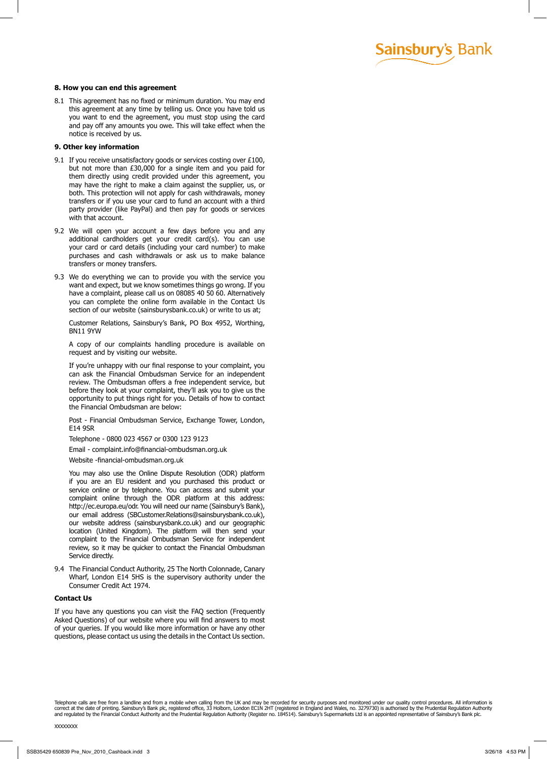Sainsbury's Bank

### 8. How you can end this agreement

8.1 This agreement has no fixed or minimum duration. You may end this agreement at any time by telling us. Once you have told us you want to end the agreement, you must stop using the card and pay off any amounts you owe. This will take effect when the notice is received by us.

### 9. Other key information

9.1 If you receive unsatisfactory goods or services costing over £100, but not more than £30,000 for a single item and you paid for them directly using credit provided under this agreement, you may have the right to make a claim against the supplier, us, or both. This protection will not apply for cash withdrawals, money transfers or if you use your card to fund an account with a third party provider (like PayPal) and then pay for goods or services with that account.

9.2 We will open your account a few days before you and any additional cardholders get your credit card(s). You can use your card or card details (including your card number) to make purchases and cash withdrawals or ask us to make balance transfers or money transfers.

9.3 We do everything we can to provide you with the service you want and expect, but we know sometimes things go wrong. If you have a complaint, please call us on 08085 40 50 60. Alternatively you can complete the online form available in the Contact Us section of our website (sainsburysbank.co.uk) or write to us at;

Customer Relations, Sainsbury's Bank, PO Box 4952, Worthing, BN11 9YW

A copy of our complaints handling procedure is available on request and by visiting our website.

If you're unhappy with our final response to your complaint, you can ask the Financial Ombudsman Service for an independent review. The Ombudsman offers a free independent service, but before they look at your complaint, they'll ask you to give us the opportunity to put things right for you. Details of how to contact the Financial Ombudsman are below:

Post - Financial Ombudsman Service, Exchange Tower, London, E14 9SR

Telephone - 0800 023 4567 or 0300 123 9123

Email - complaint.info@financial-ombudsman.org.uk

Website -financial-ombudsman.org.uk

You may also use the Online Dispute Resolution (ODR) platform if you are an EU resident and you purchased this product or service online or by telephone. You can access and submit your complaint online through the ODR platform at this address: http://ec.europa.eu/odr. You will need our name (Sainsbury's Bank), our email address (SBCustomer.Relations@sainsburysbank.co.uk), our website address (sainsburysbank.co.uk) and our geographic location (United Kingdom). The platform will then send your complaint to the Financial Ombudsman Service for independent review, so it may be quicker to contact the Financial Ombudsman Service directly.

9.4 The Financial Conduct Authority, 25 The North Colonnade, Canary Wharf, London E14 5HS is the supervisory authority under the Consumer Credit Act 1974.

### Contact Us

If you have any questions you can visit the FAQ section (Frequently Asked Questions) of our website where you will find answers to most of your queries. If you would like more information or have any other questions, please contact us using the details in the Contact Us section.

Telephone calls are free from a landline and from a mobile when calling from the UK and may be recorded for security purposes and monitored under our quality control procedures. All information is correct at the date of printing. Sainsbury's Bank plc, registered office, 33 Holborn, London EC1N 2HT (registered in England and Wales, no. 3279730) is authorised by the Prudential Regulation Authority and regulated by the Financial Conduct Authority and the Prudential Regulation Authority (Register no. 184514). Sainsbury's Supermarkets Ltd is an appointed representative of Sainsbury's Bank plc.

XXXXXXXX